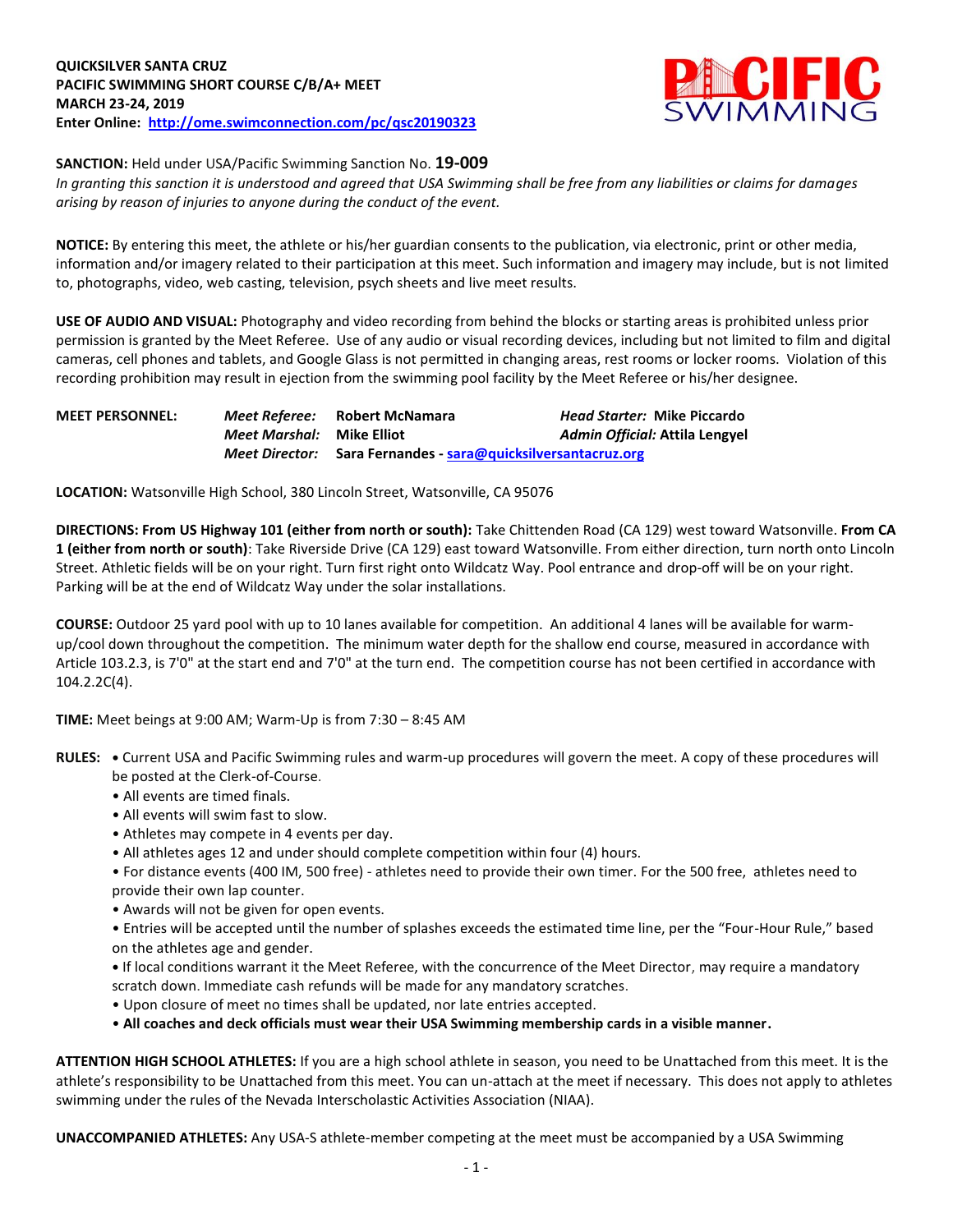**QUICKSILVER SANTA CRUZ**
**PACIFIC SWIMMING SHORT COURSE C/B/A+ MEET**
**MARCH 23-24, 2019**
**Enter Online: [http://ome.swimconnection.com/pc/qsc20190323](http://ome.swimconnection.com/pc/qsc20190323)**

**SANCTION:** Held under USA/Pacific Swimming Sanction No. **19-009**
*In granting this sanction it is understood and agreed that USA Swimming shall be free from any liabilities or claims for damages arising by reason of injuries to anyone during the conduct of the event.*

**NOTICE:** By entering this meet, the athlete or his/her guardian consents to the publication, via electronic, print or other media, information and/or imagery related to their participation at this meet. Such information and imagery may include, but is not limited to, photographs, video, web casting, television, psych sheets and live meet results.

**USE OF AUDIO AND VISUAL:** Photography and video recording from behind the blocks or starting areas is prohibited unless prior permission is granted by the Meet Referee. Use of any audio or visual recording devices, including but not limited to film and digital cameras, cell phones and tablets, and Google Glass is not permitted in changing areas, rest rooms or locker rooms. Violation of this recording prohibition may result in ejection from the swimming pool facility by the Meet Referee or his/her designee.

**MEET PERSONNEL:**
- ***Meet Referee:*** **Robert McNamara**
- ***Head Starter:*** **Mike Piccardo**
- ***Meet Marshal:*** **Mike Elliot**
- ***Admin Official:*** **Attila Lengyel**
- ***Meet Director:*** **Sara Fernandes - [sara@quicksilversantacruz.org](mailto:sara@quicksilversantacruz.org)**

**LOCATION:** Watsonville High School, 380 Lincoln Street, Watsonville, CA 95076

**DIRECTIONS: From US Highway 101 (either from north or south):** Take Chittenden Road (CA 129) west toward Watsonville. **From CA 1 (either from north or south)**: Take Riverside Drive (CA 129) east toward Watsonville. From either direction, turn north onto Lincoln Street. Athletic fields will be on your right. Turn first right onto Wildcatz Way. Pool entrance and drop-off will be on your right. Parking will be at the end of Wildcatz Way under the solar installations.

**COURSE:** Outdoor 25 yard pool with up to 10 lanes available for competition. An additional 4 lanes will be available for warm-up/cool down throughout the competition. The minimum water depth for the shallow end course, measured in accordance with Article 103.2.3, is 7'0" at the start end and 7'0" at the turn end. The competition course has not been certified in accordance with 104.2.2C(4).

**TIME:** Meet beings at 9:00 AM; Warm-Up is from 7:30 – 8:45 AM

**RULES:**
- Current USA and Pacific Swimming rules and warm-up procedures will govern the meet. A copy of these procedures will be posted at the Clerk-of-Course.
- All events are timed finals.
- All events will swim fast to slow.
- Athletes may compete in 4 events per day.
- All athletes ages 12 and under should complete competition within four (4) hours.
- For distance events (400 IM, 500 free) - athletes need to provide their own timer. For the 500 free, athletes need to provide their own lap counter.
- Awards will not be given for open events.
- Entries will be accepted until the number of splashes exceeds the estimated time line, per the "Four-Hour Rule," based on the athletes age and gender.
- If local conditions warrant it the Meet Referee, with the concurrence of the Meet Director, may require a mandatory scratch down. Immediate cash refunds will be made for any mandatory scratches.
- Upon closure of meet no times shall be updated, nor late entries accepted.
- **All coaches and deck officials must wear their USA Swimming membership cards in a visible manner.**

**ATTENTION HIGH SCHOOL ATHLETES:** If you are a high school athlete in season, you need to be Unattached from this meet. It is the athlete's responsibility to be Unattached from this meet. You can un-attach at the meet if necessary. This does not apply to athletes swimming under the rules of the Nevada Interscholastic Activities Association (NIAA).

**UNACCOMPANIED ATHLETES:** Any USA-S athlete-member competing at the meet must be accompanied by a USA Swimming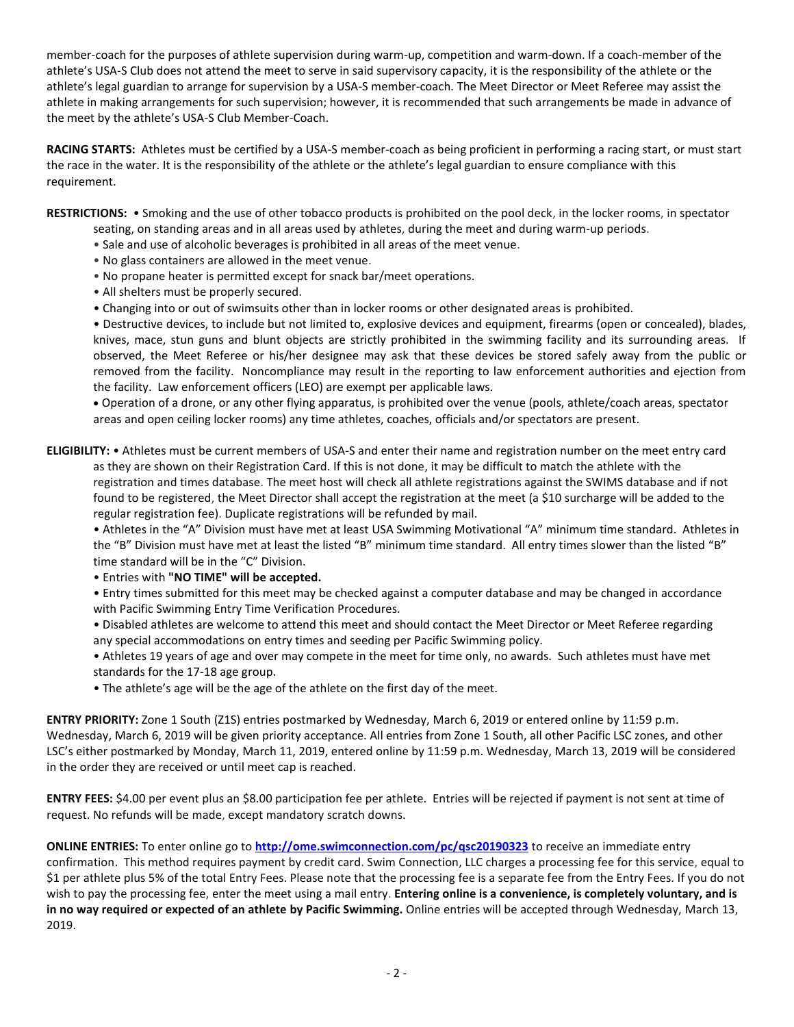member-coach for the purposes of athlete supervision during warm-up, competition and warm-down. If a coach-member of the athlete's USA-S Club does not attend the meet to serve in said supervisory capacity, it is the responsibility of the athlete or the athlete's legal guardian to arrange for supervision by a USA-S member-coach. The Meet Director or Meet Referee may assist the athlete in making arrangements for such supervision; however, it is recommended that such arrangements be made in advance of the meet by the athlete's USA-S Club Member-Coach.

**RACING STARTS:** Athletes must be certified by a USA-S member-coach as being proficient in performing a racing start, or must start the race in the water. It is the responsibility of the athlete or the athlete's legal guardian to ensure compliance with this requirement.

**RESTRICTIONS:**
- Smoking and the use of other tobacco products is prohibited on the pool deck, in the locker rooms, in spectator seating, on standing areas and in all areas used by athletes, during the meet and during warm-up periods.
- Sale and use of alcoholic beverages is prohibited in all areas of the meet venue.
- No glass containers are allowed in the meet venue.
- No propane heater is permitted except for snack bar/meet operations.
- All shelters must be properly secured.
- Changing into or out of swimsuits other than in locker rooms or other designated areas is prohibited.
- Destructive devices, to include but not limited to, explosive devices and equipment, firearms (open or concealed), blades, knives, mace, stun guns and blunt objects are strictly prohibited in the swimming facility and its surrounding areas. If observed, the Meet Referee or his/her designee may ask that these devices be stored safely away from the public or removed from the facility. Noncompliance may result in the reporting to law enforcement authorities and ejection from the facility. Law enforcement officers (LEO) are exempt per applicable laws.
- Operation of a drone, or any other flying apparatus, is prohibited over the venue (pools, athlete/coach areas, spectator areas and open ceiling locker rooms) any time athletes, coaches, officials and/or spectators are present.

**ELIGIBILITY:**
- Athletes must be current members of USA-S and enter their name and registration number on the meet entry card as they are shown on their Registration Card. If this is not done, it may be difficult to match the athlete with the registration and times database. The meet host will check all athlete registrations against the SWIMS database and if not found to be registered, the Meet Director shall accept the registration at the meet (a $10 surcharge will be added to the regular registration fee). Duplicate registrations will be refunded by mail.
- Athletes in the "A" Division must have met at least USA Swimming Motivational "A" minimum time standard. Athletes in the "B" Division must have met at least the listed "B" minimum time standard. All entry times slower than the listed "B" time standard will be in the "C" Division.
- Entries with **"NO TIME" will be accepted.**
- Entry times submitted for this meet may be checked against a computer database and may be changed in accordance with Pacific Swimming Entry Time Verification Procedures.
- Disabled athletes are welcome to attend this meet and should contact the Meet Director or Meet Referee regarding any special accommodations on entry times and seeding per Pacific Swimming policy.
- Athletes 19 years of age and over may compete in the meet for time only, no awards. Such athletes must have met standards for the 17-18 age group.
- The athlete's age will be the age of the athlete on the first day of the meet.

**ENTRY PRIORITY:** Zone 1 South (Z1S) entries postmarked by Wednesday, March 6, 2019 or entered online by 11:59 p.m. Wednesday, March 6, 2019 will be given priority acceptance. All entries from Zone 1 South, all other Pacific LSC zones, and other LSC's either postmarked by Monday, March 11, 2019, entered online by 11:59 p.m. Wednesday, March 13, 2019 will be considered in the order they are received or until meet cap is reached.

**ENTRY FEES:** $4.00 per event plus an $8.00 participation fee per athlete. Entries will be rejected if payment is not sent at time of request. No refunds will be made, except mandatory scratch downs.

**ONLINE ENTRIES:** To enter online go to **http://ome.swimconnection.com/pc/qsc20190323** to receive an immediate entry confirmation. This method requires payment by credit card. Swim Connection, LLC charges a processing fee for this service, equal to $1 per athlete plus 5% of the total Entry Fees. Please note that the processing fee is a separate fee from the Entry Fees. If you do not wish to pay the processing fee, enter the meet using a mail entry. **Entering online is a convenience, is completely voluntary, and is in no way required or expected of an athlete by Pacific Swimming.** Online entries will be accepted through Wednesday, March 13, 2019.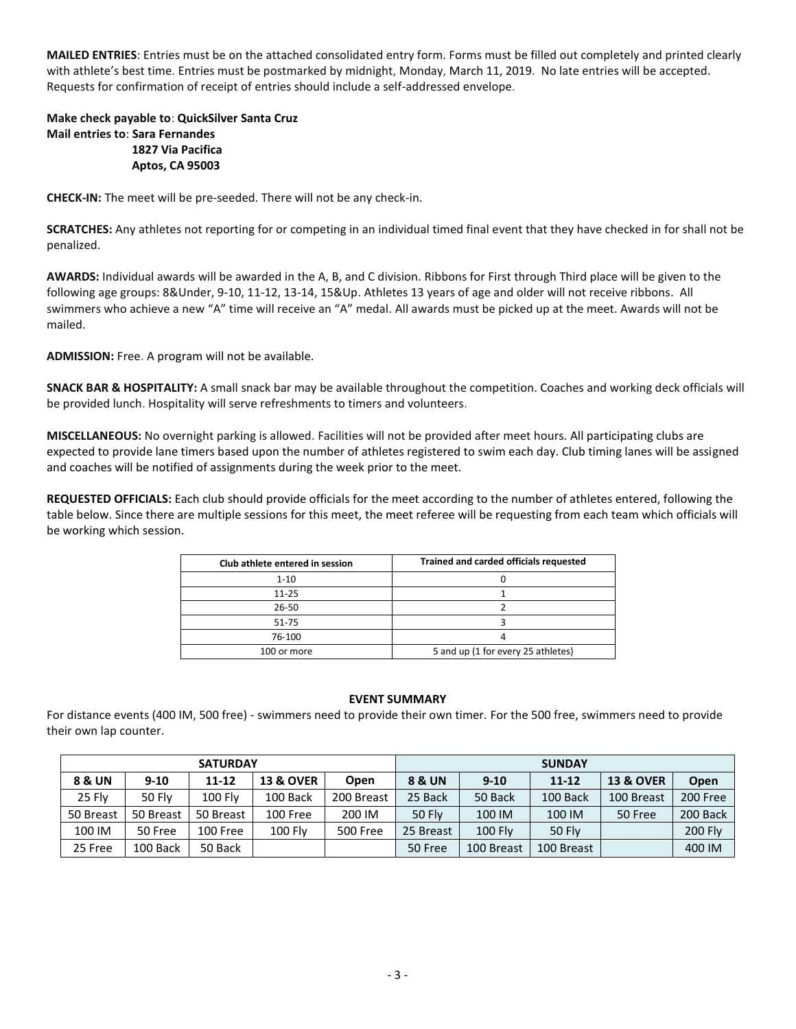**MAILED ENTRIES**: Entries must be on the attached consolidated entry form. Forms must be filled out completely and printed clearly with athlete's best time. Entries must be postmarked by midnight, Monday, March 11, 2019. No late entries will be accepted. Requests for confirmation of receipt of entries should include a self-addressed envelope.

**Make check payable to**: **QuickSilver Santa Cruz**
**Mail entries to**: **Sara Fernandes**
**1827 Via Pacifica**
**Aptos, CA 95003**

**CHECK-IN:** The meet will be pre-seeded. There will not be any check-in.

**SCRATCHES:** Any athletes not reporting for or competing in an individual timed final event that they have checked in for shall not be penalized.

**AWARDS:** Individual awards will be awarded in the A, B, and C division. Ribbons for First through Third place will be given to the following age groups: 8&Under, 9-10, 11-12, 13-14, 15&Up. Athletes 13 years of age and older will not receive ribbons. All swimmers who achieve a new "A" time will receive an "A" medal. All awards must be picked up at the meet. Awards will not be mailed.

**ADMISSION:** Free. A program will not be available.

**SNACK BAR & HOSPITALITY:** A small snack bar may be available throughout the competition. Coaches and working deck officials will be provided lunch. Hospitality will serve refreshments to timers and volunteers.

**MISCELLANEOUS:** No overnight parking is allowed. Facilities will not be provided after meet hours. All participating clubs are expected to provide lane timers based upon the number of athletes registered to swim each day. Club timing lanes will be assigned and coaches will be notified of assignments during the week prior to the meet.

**REQUESTED OFFICIALS:** Each club should provide officials for the meet according to the number of athletes entered, following the table below. Since there are multiple sessions for this meet, the meet referee will be requesting from each team which officials will be working which session.

| Club athlete entered in session | Trained and carded officials requested |
|---|---|
| 1-10 | 0 |
| 11-25 | 1 |
| 26-50 | 2 |
| 51-75 | 3 |
| 76-100 | 4 |
| 100 or more | 5 and up (1 for every 25 athletes) |

**EVENT SUMMARY**

For distance events (400 IM, 500 free) - swimmers need to provide their own timer. For the 500 free, swimmers need to provide their own lap counter.

| SATURDAY | | | | | SUNDAY | | | | |
|---|---|---|---|---|---|---|---|---|---|
| **8 & UN** | **9-10** | **11-12** | **13 & OVER** | **Open** | **8 & UN** | **9-10** | **11-12** | **13 & OVER** | **Open** |
| 25 Fly | 50 Fly | 100 Fly | 100 Back | 200 Breast | 25 Back | 50 Back | 100 Back | 100 Breast | 200 Free |
| 50 Breast | 50 Breast | 50 Breast | 100 Free | 200 IM | 50 Fly | 100 IM | 100 IM | 50 Free | 200 Back |
| 100 IM | 50 Free | 100 Free | 100 Fly | 500 Free | 25 Breast | 100 Fly | 50 Fly | | 200 Fly |
| 25 Free | 100 Back | 50 Back | | | 50 Free | 100 Breast | 100 Breast | | 400 IM |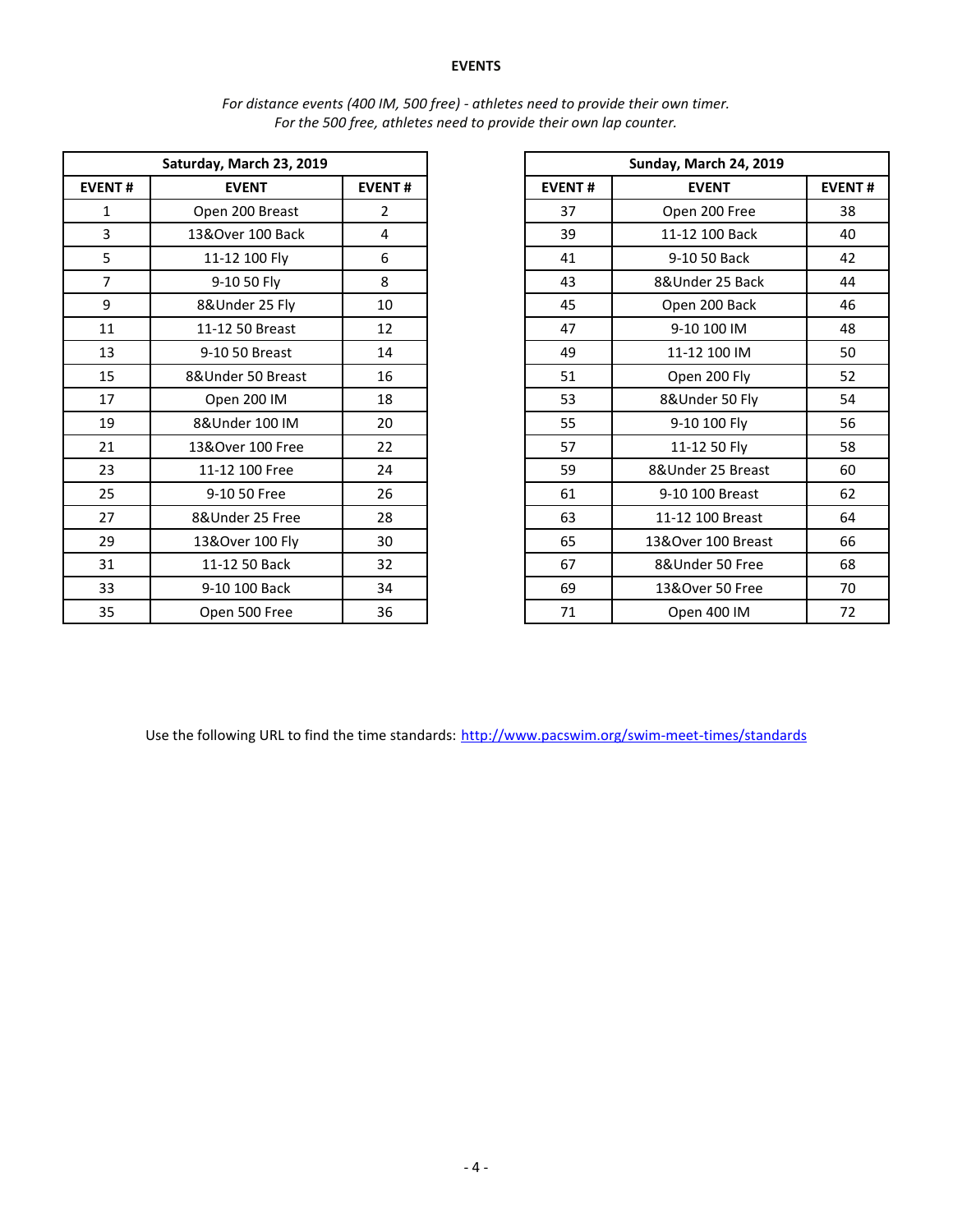# EVENTS

*For distance events (400 IM, 500 free) - athletes need to provide their own timer.*
*For the 500 free, athletes need to provide their own lap counter.*

| Saturday, March 23, 2019 | | |
|---|---|---|
| **EVENT #** | **EVENT** | **EVENT #** |
| 1 | Open 200 Breast | 2 |
| 3 | 13&Over 100 Back | 4 |
| 5 | 11-12 100 Fly | 6 |
| 7 | 9-10 50 Fly | 8 |
| 9 | 8&Under 25 Fly | 10 |
| 11 | 11-12 50 Breast | 12 |
| 13 | 9-10 50 Breast | 14 |
| 15 | 8&Under 50 Breast | 16 |
| 17 | Open 200 IM | 18 |
| 19 | 8&Under 100 IM | 20 |
| 21 | 13&Over 100 Free | 22 |
| 23 | 11-12 100 Free | 24 |
| 25 | 9-10 50 Free | 26 |
| 27 | 8&Under 25 Free | 28 |
| 29 | 13&Over 100 Fly | 30 |
| 31 | 11-12 50 Back | 32 |
| 33 | 9-10 100 Back | 34 |
| 35 | Open 500 Free | 36 |

| Sunday, March 24, 2019 | | |
|---|---|---|
| **EVENT #** | **EVENT** | **EVENT #** |
| 37 | Open 200 Free | 38 |
| 39 | 11-12 100 Back | 40 |
| 41 | 9-10 50 Back | 42 |
| 43 | 8&Under 25 Back | 44 |
| 45 | Open 200 Back | 46 |
| 47 | 9-10 100 IM | 48 |
| 49 | 11-12 100 IM | 50 |
| 51 | Open 200 Fly | 52 |
| 53 | 8&Under 50 Fly | 54 |
| 55 | 9-10 100 Fly | 56 |
| 57 | 11-12 50 Fly | 58 |
| 59 | 8&Under 25 Breast | 60 |
| 61 | 9-10 100 Breast | 62 |
| 63 | 11-12 100 Breast | 64 |
| 65 | 13&Over 100 Breast | 66 |
| 67 | 8&Under 50 Free | 68 |
| 69 | 13&Over 50 Free | 70 |
| 71 | Open 400 IM | 72 |

Use the following URL to find the time standards: http://www.pacswim.org/swim-meet-times/standards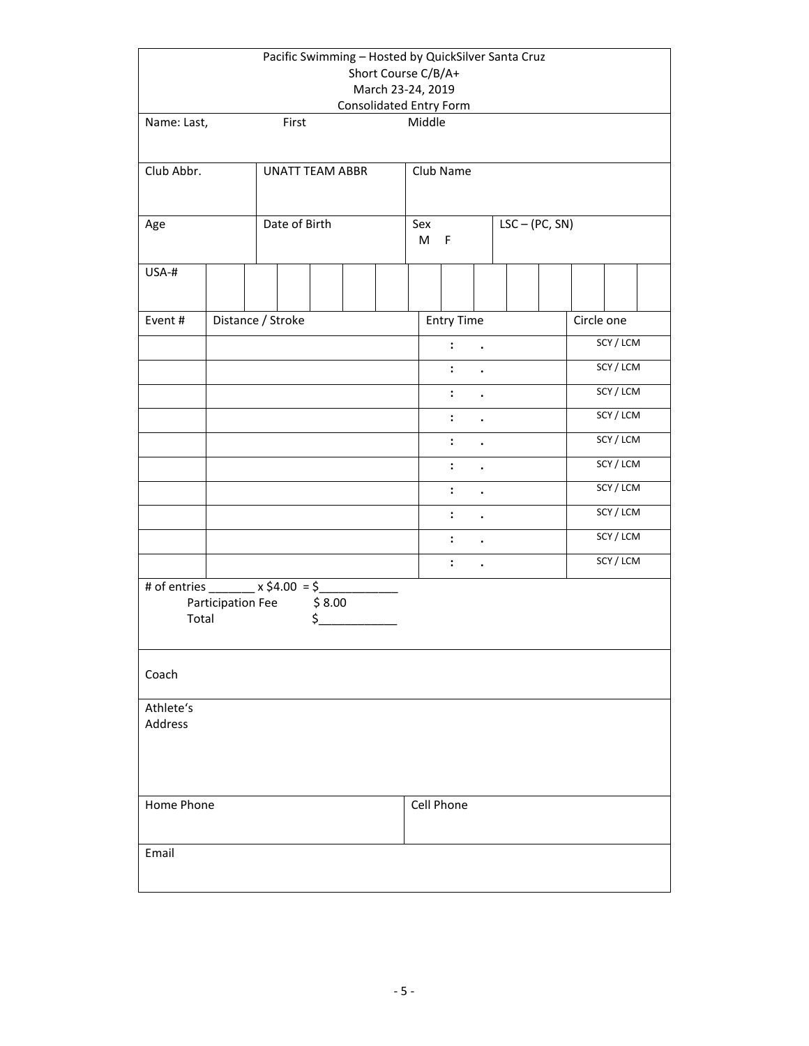Pacific Swimming – Hosted by QuickSilver Santa Cruz
Short Course C/B/A+
March 23-24, 2019
Consolidated Entry Form

| | | |
|---|---|---|
| Name: Last, | First | Middle |
| Club Abbr. | UNATT TEAM ABBR | Club Name |
| Age | Date of Birth | Sex M F / LSC – (PC, SN) |

| USA-# | | | | | | | | | | | | | | |
|---|---|---|---|---|---|---|---|---|---|---|---|---|---|---|

| Event # | Distance / Stroke | Entry Time | Circle one |
|---|---|---|---|
| | | : . | SCY / LCM |
| | | : . | SCY / LCM |
| | | : . | SCY / LCM |
| | | : . | SCY / LCM |
| | | : . | SCY / LCM |
| | | : . | SCY / LCM |
| | | : . | SCY / LCM |
| | | : . | SCY / LCM |
| | | : . | SCY / LCM |
| | | : . | SCY / LCM |

# of entries _______ x $4.00 = $____________
Participation Fee $ 8.00
Total $____________

| | |
|---|---|
| Coach | |
| Athlete's Address | |
| Home Phone | Cell Phone |
| Email | |